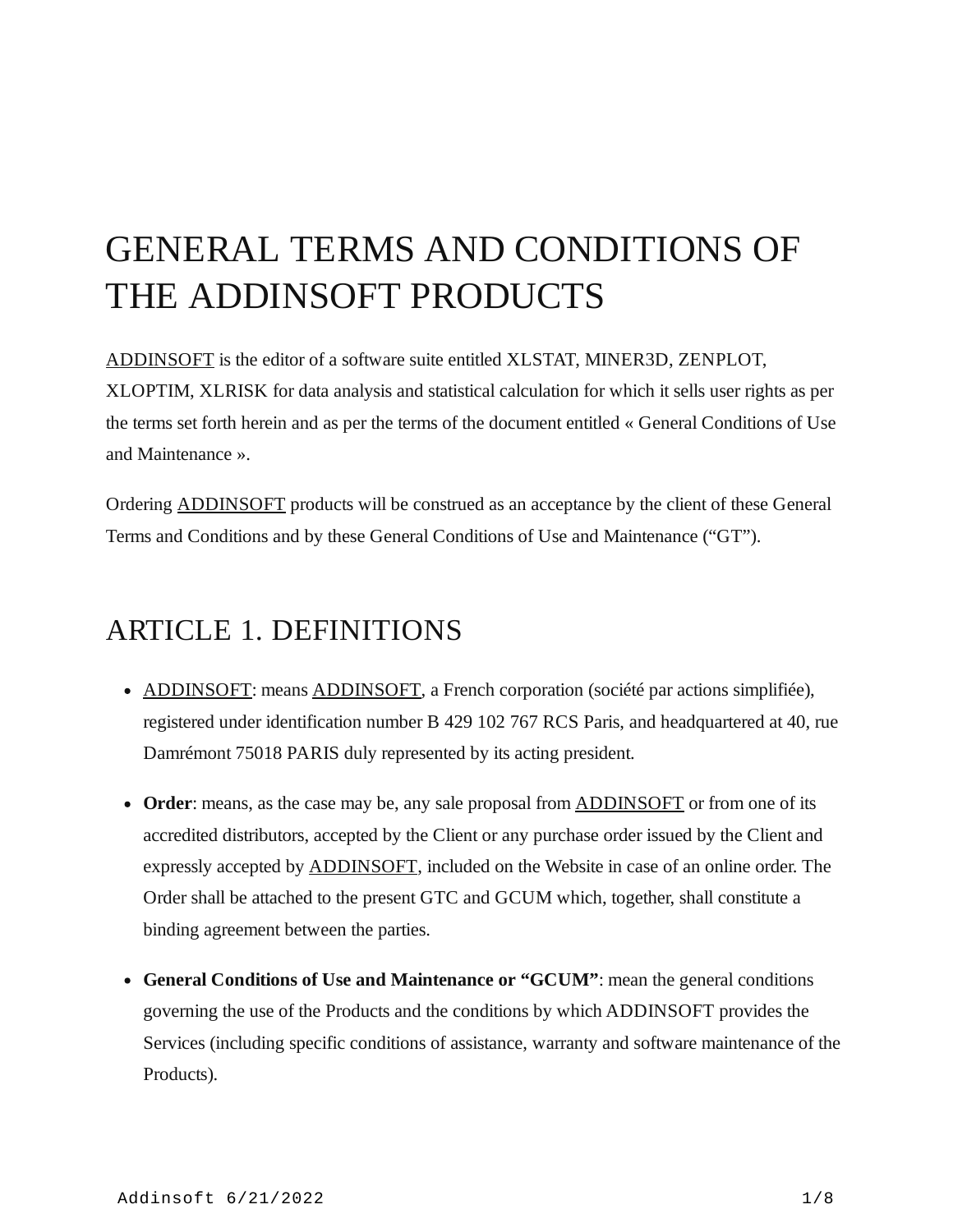# GENERAL TERMS AND CONDITIONS OF THE ADDINSOFT PRODUCTS

ADDINSOFT is the editor of a software suite entitled XLSTAT, MINER3D, ZENPLOT, XLOPTIM, XLRISK for data analysis and statistical calculation for which it sells user rights as per the terms set forth herein and as per the terms of the document entitled « General Conditions of Use and Maintenance ».

Ordering ADDINSOFT products will be construed as an acceptance by the client of these General Terms and Conditions and by these General Conditions of Use and Maintenance (“GT”).

## ARTICLE 1. DEFINITIONS

- ADDINSOFT: means ADDINSOFT, a French corporation (société par actions simplifiée), registered under identification number B 429 102 767 RCS Paris, and headquartered at 40, rue Damrémont 75018 PARIS duly represented by its acting president.
- **Order**: means, as the case may be, any sale proposal from ADDINSOFT or from one of its accredited distributors, accepted by the Client or any purchase order issued by the Client and expressly accepted by ADDINSOFT, included on the Website in case of an online order. The Order shall be attached to the present GTC and GCUM which, together, shall constitute a binding agreement between the parties.
- **General Conditions of Use and Maintenance or “GCUM”**: mean the general conditions governing the use of the Products and the conditions by which ADDINSOFT provides the Services (including specific conditions of assistance, warranty and software maintenance of the Products).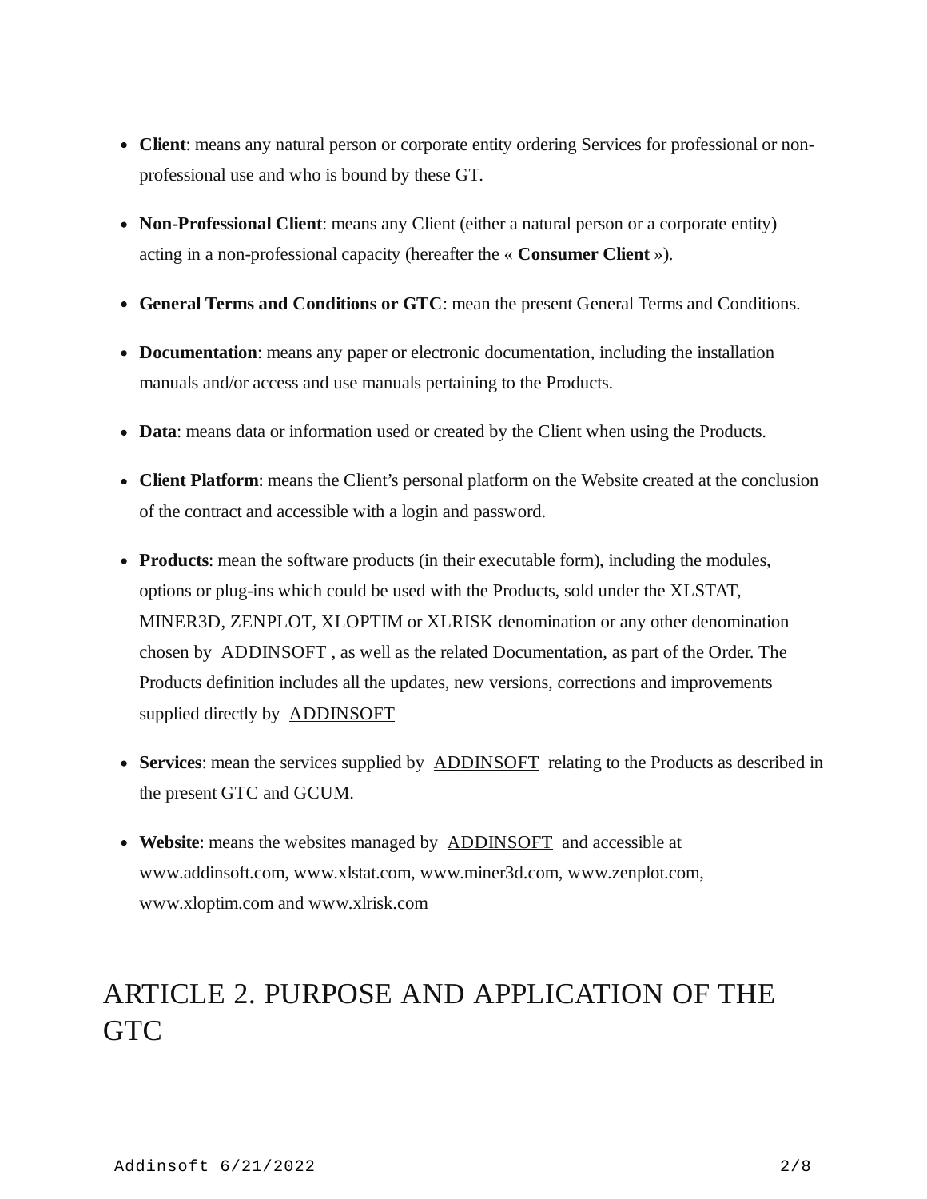- **Client**: means any natural person or corporate entity ordering Services for professional or non-professional use and who is bound by these GT.
- **Non-Professional Client**: means any Client (either a natural person or a corporate entity) acting in a non-professional capacity (hereafter the « **Consumer Client** »).
- **General Terms and Conditions or GTC**: mean the present General Terms and Conditions.
- **Documentation**: means any paper or electronic documentation, including the installation manuals and/or access and use manuals pertaining to the Products.
- **Data**: means data or information used or created by the Client when using the Products.
- **Client Platform**: means the Client's personal platform on the Website created at the conclusion of the contract and accessible with a login and password.
- **Products**: mean the software products (in their executable form), including the modules, options or plug-ins which could be used with the Products, sold under the XLSTAT, MINER3D, ZENPLOT, XLOPTIM or XLRISK denomination or any other denomination chosen by ADDINSOFT , as well as the related Documentation, as part of the Order. The Products definition includes all the updates, new versions, corrections and improvements supplied directly by ADDINSOFT
- **Services**: mean the services supplied by ADDINSOFT relating to the Products as described in the present GTC and GCUM.
- **Website**: means the websites managed by ADDINSOFT and accessible at www.addinsoft.com, www.xlstat.com, www.miner3d.com, www.zenplot.com, www.xloptim.com and www.xlrisk.com

# ARTICLE 2. PURPOSE AND APPLICATION OF THE GTC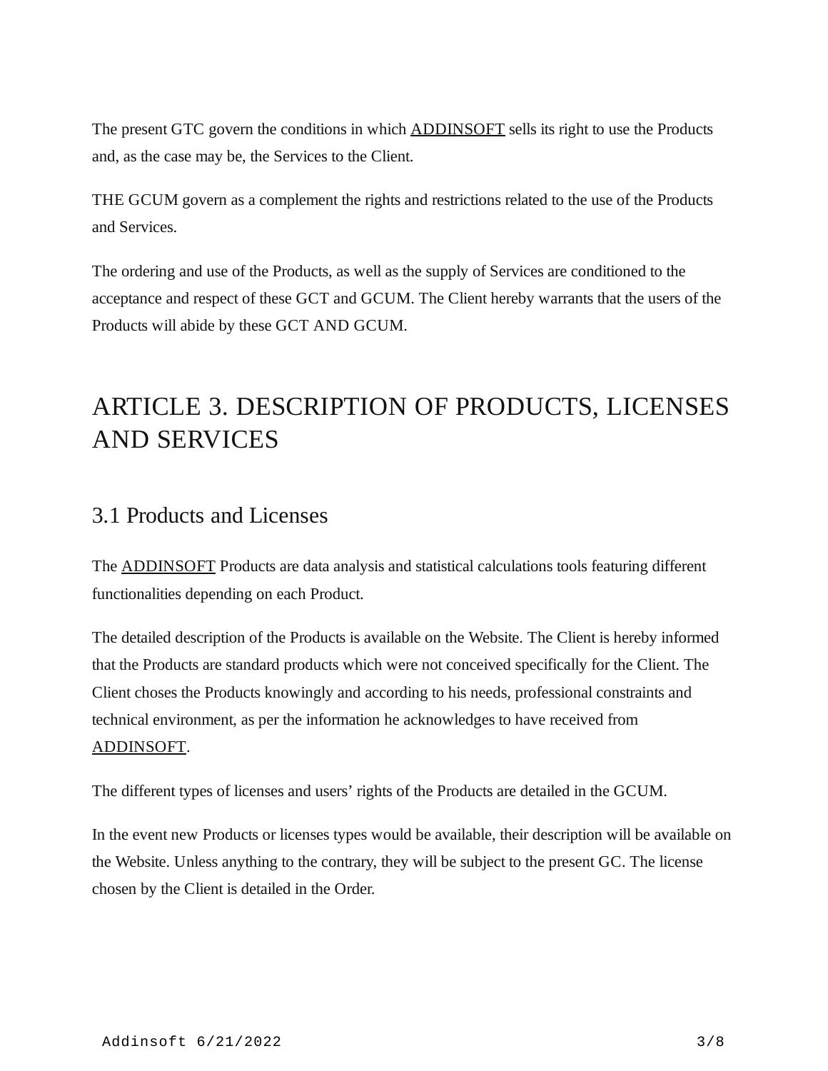The present GTC govern the conditions in which ADDINSOFT sells its right to use the Products and, as the case may be, the Services to the Client.

THE GCUM govern as a complement the rights and restrictions related to the use of the Products and Services.

The ordering and use of the Products, as well as the supply of Services are conditioned to the acceptance and respect of these GCT and GCUM. The Client hereby warrants that the users of the Products will abide by these GCT AND GCUM.

# ARTICLE 3. DESCRIPTION OF PRODUCTS, LICENSES AND SERVICES

## 3.1 Products and Licenses

The ADDINSOFT Products are data analysis and statistical calculations tools featuring different functionalities depending on each Product.

The detailed description of the Products is available on the Website. The Client is hereby informed that the Products are standard products which were not conceived specifically for the Client. The Client choses the Products knowingly and according to his needs, professional constraints and technical environment, as per the information he acknowledges to have received from ADDINSOFT.

The different types of licenses and users' rights of the Products are detailed in the GCUM.

In the event new Products or licenses types would be available, their description will be available on the Website. Unless anything to the contrary, they will be subject to the present GC. The license chosen by the Client is detailed in the Order.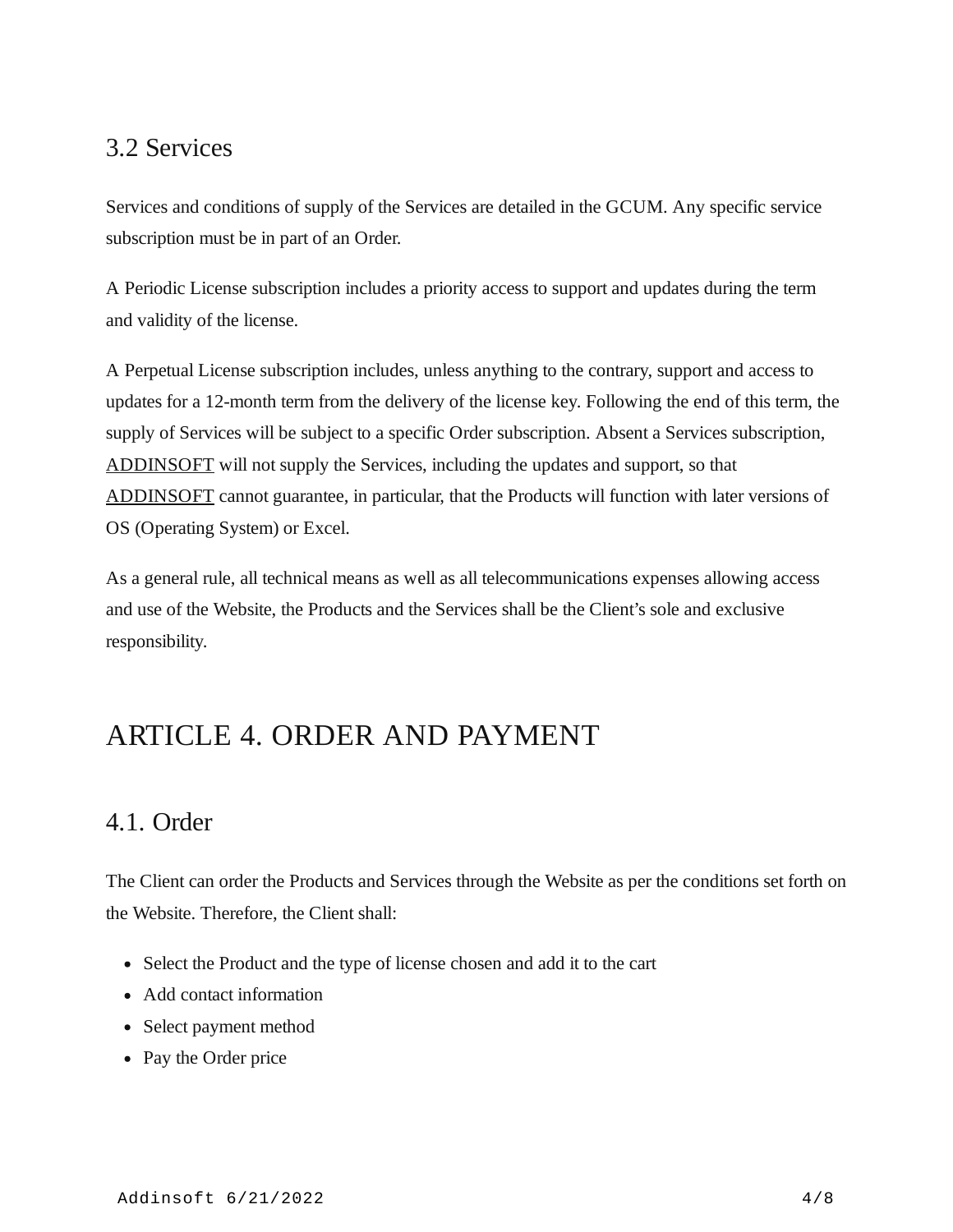### 3.2 Services

Services and conditions of supply of the Services are detailed in the GCUM. Any specific service subscription must be in part of an Order.

A Periodic License subscription includes a priority access to support and updates during the term and validity of the license.

A Perpetual License subscription includes, unless anything to the contrary, support and access to updates for a 12-month term from the delivery of the license key. Following the end of this term, the supply of Services will be subject to a specific Order subscription. Absent a Services subscription, ADDINSOFT will not supply the Services, including the updates and support, so that ADDINSOFT cannot guarantee, in particular, that the Products will function with later versions of OS (Operating System) or Excel.

As a general rule, all technical means as well as all telecommunications expenses allowing access and use of the Website, the Products and the Services shall be the Client's sole and exclusive responsibility.

## ARTICLE 4. ORDER AND PAYMENT

### 4.1. Order

The Client can order the Products and Services through the Website as per the conditions set forth on the Website. Therefore, the Client shall:

- Select the Product and the type of license chosen and add it to the cart
- Add contact information
- Select payment method
- Pay the Order price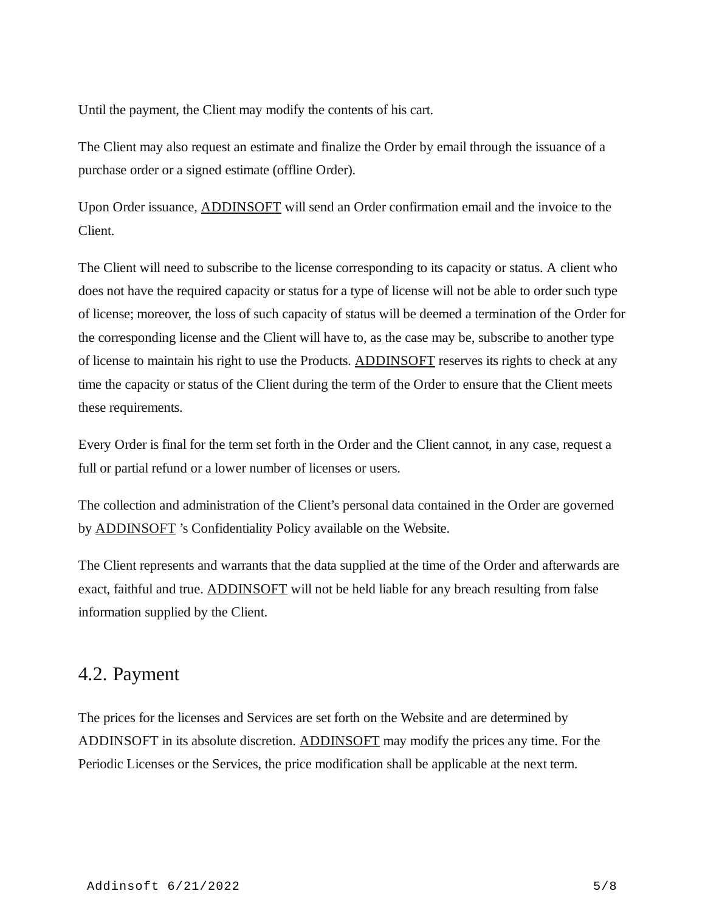Until the payment, the Client may modify the contents of his cart.

The Client may also request an estimate and finalize the Order by email through the issuance of a purchase order or a signed estimate (offline Order).

Upon Order issuance, ADDINSOFT will send an Order confirmation email and the invoice to the Client.

The Client will need to subscribe to the license corresponding to its capacity or status. A client who does not have the required capacity or status for a type of license will not be able to order such type of license; moreover, the loss of such capacity of status will be deemed a termination of the Order for the corresponding license and the Client will have to, as the case may be, subscribe to another type of license to maintain his right to use the Products. ADDINSOFT reserves its rights to check at any time the capacity or status of the Client during the term of the Order to ensure that the Client meets these requirements.

Every Order is final for the term set forth in the Order and the Client cannot, in any case, request a full or partial refund or a lower number of licenses or users.

The collection and administration of the Client's personal data contained in the Order are governed by ADDINSOFT 's Confidentiality Policy available on the Website.

The Client represents and warrants that the data supplied at the time of the Order and afterwards are exact, faithful and true. ADDINSOFT will not be held liable for any breach resulting from false information supplied by the Client.

## 4.2. Payment

The prices for the licenses and Services are set forth on the Website and are determined by ADDINSOFT in its absolute discretion. ADDINSOFT may modify the prices any time. For the Periodic Licenses or the Services, the price modification shall be applicable at the next term.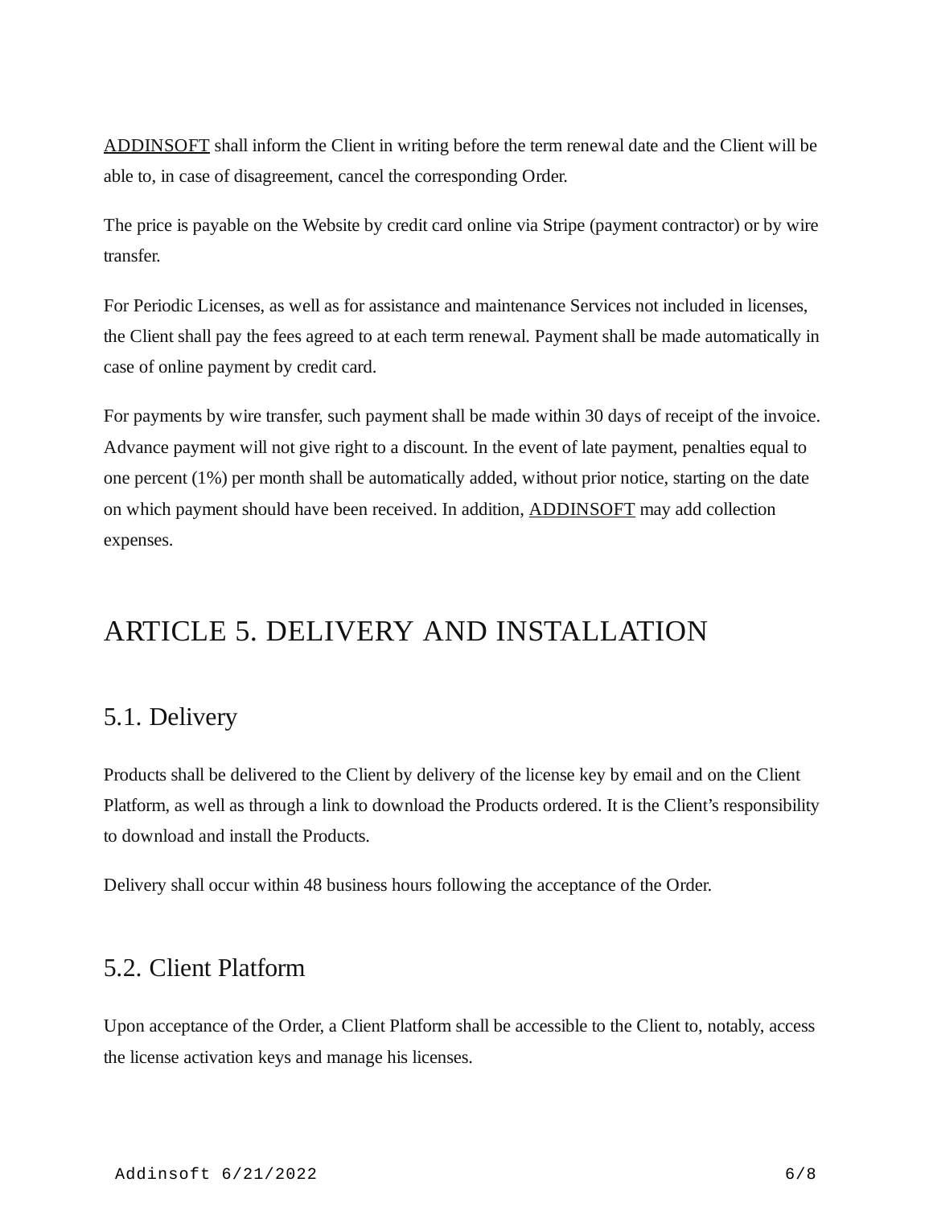ADDINSOFT shall inform the Client in writing before the term renewal date and the Client will be able to, in case of disagreement, cancel the corresponding Order.

The price is payable on the Website by credit card online via Stripe (payment contractor) or by wire transfer.

For Periodic Licenses, as well as for assistance and maintenance Services not included in licenses, the Client shall pay the fees agreed to at each term renewal. Payment shall be made automatically in case of online payment by credit card.

For payments by wire transfer, such payment shall be made within 30 days of receipt of the invoice. Advance payment will not give right to a discount. In the event of late payment, penalties equal to one percent (1%) per month shall be automatically added, without prior notice, starting on the date on which payment should have been received. In addition, ADDINSOFT may add collection expenses.

# ARTICLE 5. DELIVERY AND INSTALLATION

## 5.1. Delivery

Products shall be delivered to the Client by delivery of the license key by email and on the Client Platform, as well as through a link to download the Products ordered. It is the Client's responsibility to download and install the Products.

Delivery shall occur within 48 business hours following the acceptance of the Order.

## 5.2. Client Platform

Upon acceptance of the Order, a Client Platform shall be accessible to the Client to, notably, access the license activation keys and manage his licenses.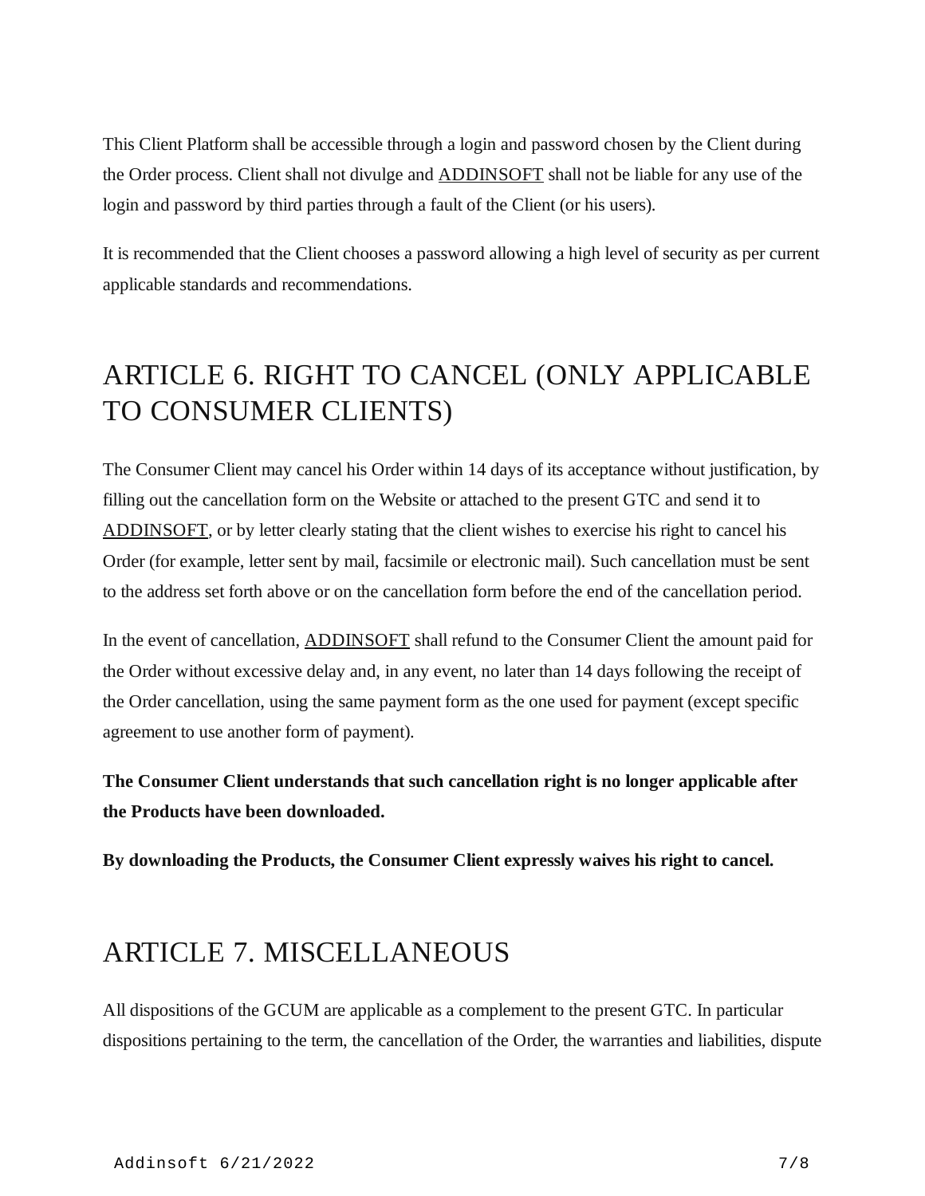This Client Platform shall be accessible through a login and password chosen by the Client during the Order process. Client shall not divulge and ADDINSOFT shall not be liable for any use of the login and password by third parties through a fault of the Client (or his users).

It is recommended that the Client chooses a password allowing a high level of security as per current applicable standards and recommendations.

# ARTICLE 6. RIGHT TO CANCEL (ONLY APPLICABLE TO CONSUMER CLIENTS)

The Consumer Client may cancel his Order within 14 days of its acceptance without justification, by filling out the cancellation form on the Website or attached to the present GTC and send it to ADDINSOFT, or by letter clearly stating that the client wishes to exercise his right to cancel his Order (for example, letter sent by mail, facsimile or electronic mail). Such cancellation must be sent to the address set forth above or on the cancellation form before the end of the cancellation period.

In the event of cancellation, ADDINSOFT shall refund to the Consumer Client the amount paid for the Order without excessive delay and, in any event, no later than 14 days following the receipt of the Order cancellation, using the same payment form as the one used for payment (except specific agreement to use another form of payment).

**The Consumer Client understands that such cancellation right is no longer applicable after the Products have been downloaded.**

**By downloading the Products, the Consumer Client expressly waives his right to cancel.**

# ARTICLE 7. MISCELLANEOUS

All dispositions of the GCUM are applicable as a complement to the present GTC. In particular dispositions pertaining to the term, the cancellation of the Order, the warranties and liabilities, dispute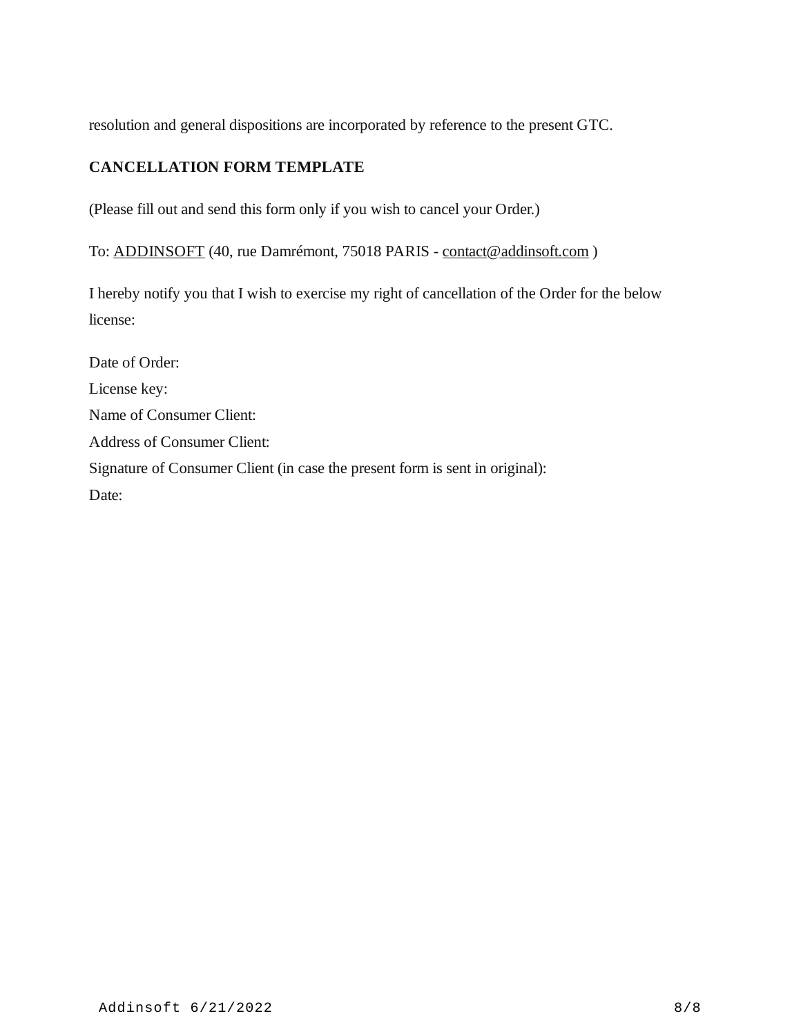resolution and general dispositions are incorporated by reference to the present GTC.

**CANCELLATION FORM TEMPLATE**

(Please fill out and send this form only if you wish to cancel your Order.)

To: ADDINSOFT (40, rue Damrémont, 75018 PARIS - contact@addinsoft.com )

I hereby notify you that I wish to exercise my right of cancellation of the Order for the below license:

Date of Order:
License key:
Name of Consumer Client:
Address of Consumer Client:
Signature of Consumer Client (in case the present form is sent in original):
Date: